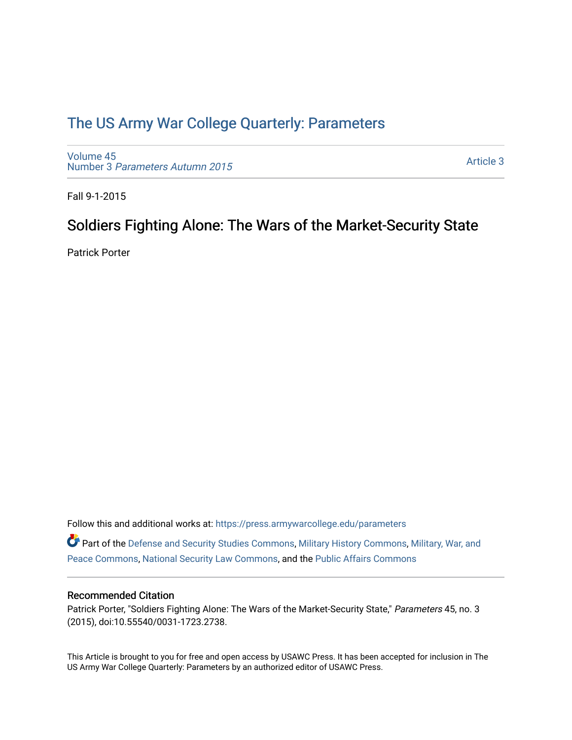# The US Army War College Quarterly: Parameters

Volume 45
Number 3 *Parameters Autumn 2015*

Article 3

Fall 9-1-2015

## Soldiers Fighting Alone: The Wars of the Market-Security State

Patrick Porter

Follow this and additional works at: https://press.armywarcollege.edu/parameters

Part of the Defense and Security Studies Commons, Military History Commons, Military, War, and Peace Commons, National Security Law Commons, and the Public Affairs Commons

### Recommended Citation

Patrick Porter, "Soldiers Fighting Alone: The Wars of the Market-Security State," *Parameters* 45, no. 3 (2015), doi:10.55540/0031-1723.2738.

This Article is brought to you for free and open access by USAWC Press. It has been accepted for inclusion in The US Army War College Quarterly: Parameters by an authorized editor of USAWC Press.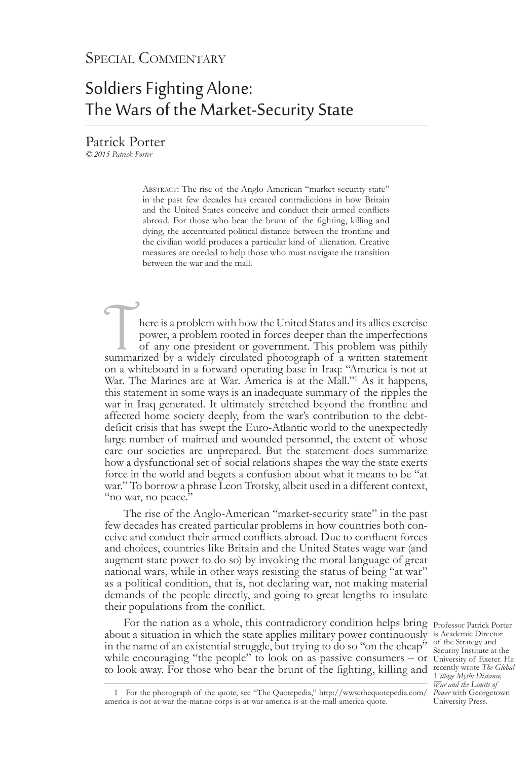Special Commentary

# Soldiers Fighting Alone: The Wars of the Market-Security State

Patrick Porter

*© 2015 Patrick Porter*

Abstract: The rise of the Anglo-American "market-security state" in the past few decades has created contradictions in how Britain and the United States conceive and conduct their armed conflicts abroad. For those who bear the brunt of the fighting, killing and dying, the accentuated political distance between the frontline and the civilian world produces a particular kind of alienation. Creative measures are needed to help those who must navigate the transition between the war and the mall.

There is a problem with how the United States and its allies exercise power, a problem rooted in forces deeper than the imperfections of any one president or government. This problem was pithily summarized by a widely circulated photograph of a written statement on a whiteboard in a forward operating base in Iraq: "America is not at War. The Marines are at War. America is at the Mall."[1] As it happens, this statement in some ways is an inadequate summary of the ripples the war in Iraq generated. It ultimately stretched beyond the frontline and affected home society deeply, from the war's contribution to the debt-deficit crisis that has swept the Euro-Atlantic world to the unexpectedly large number of maimed and wounded personnel, the extent of whose care our societies are unprepared. But the statement does summarize how a dysfunctional set of social relations shapes the way the state exerts force in the world and begets a confusion about what it means to be "at war." To borrow a phrase Leon Trotsky, albeit used in a different context, "no war, no peace."

The rise of the Anglo-American "market-security state" in the past few decades has created particular problems in how countries both conceive and conduct their armed conflicts abroad. Due to confluent forces and choices, countries like Britain and the United States wage war (and augment state power to do so) by invoking the moral language of great national wars, while in other ways resisting the status of being "at war" as a political condition, that is, not declaring war, not making material demands of the people directly, and going to great lengths to insulate their populations from the conflict.

For the nation as a whole, this contradictory condition helps bring about a situation in which the state applies military power continuously in the name of an existential struggle, but trying to do so "on the cheap" while encouraging "the people" to look on as passive consumers – or to look away. For those who bear the brunt of the fighting, killing and

Professor Patrick Porter is Academic Director of the Strategy and Security Institute at the University of Exeter. He recently wrote *The Global Village Myth: Distance, War and the Limits of Power* with Georgetown University Press.

1 For the photograph of the quote, see "The Quotepedia," http://www.thequotepedia.com/america-is-not-at-war-the-marine-corps-is-at-war-america-is-at-the-mall-america-quote.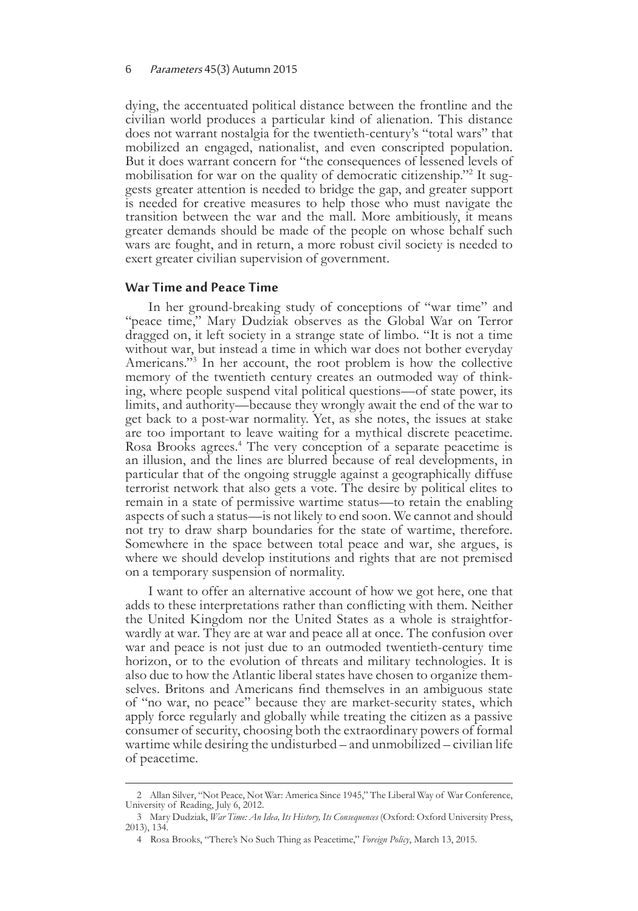dying, the accentuated political distance between the frontline and the civilian world produces a particular kind of alienation. This distance does not warrant nostalgia for the twentieth-century's "total wars" that mobilized an engaged, nationalist, and even conscripted population. But it does warrant concern for "the consequences of lessened levels of mobilisation for war on the quality of democratic citizenship."[2] It suggests greater attention is needed to bridge the gap, and greater support is needed for creative measures to help those who must navigate the transition between the war and the mall. More ambitiously, it means greater demands should be made of the people on whose behalf such wars are fought, and in return, a more robust civil society is needed to exert greater civilian supervision of government.

## War Time and Peace Time

In her ground-breaking study of conceptions of "war time" and "peace time," Mary Dudziak observes as the Global War on Terror dragged on, it left society in a strange state of limbo. "It is not a time without war, but instead a time in which war does not bother everyday Americans."[3] In her account, the root problem is how the collective memory of the twentieth century creates an outmoded way of thinking, where people suspend vital political questions—of state power, its limits, and authority—because they wrongly await the end of the war to get back to a post-war normality. Yet, as she notes, the issues at stake are too important to leave waiting for a mythical discrete peacetime. Rosa Brooks agrees.[4] The very conception of a separate peacetime is an illusion, and the lines are blurred because of real developments, in particular that of the ongoing struggle against a geographically diffuse terrorist network that also gets a vote. The desire by political elites to remain in a state of permissive wartime status—to retain the enabling aspects of such a status—is not likely to end soon. We cannot and should not try to draw sharp boundaries for the state of wartime, therefore. Somewhere in the space between total peace and war, she argues, is where we should develop institutions and rights that are not premised on a temporary suspension of normality.

I want to offer an alternative account of how we got here, one that adds to these interpretations rather than conflicting with them. Neither the United Kingdom nor the United States as a whole is straightforwardly at war. They are at war and peace all at once. The confusion over war and peace is not just due to an outmoded twentieth-century time horizon, or to the evolution of threats and military technologies. It is also due to how the Atlantic liberal states have chosen to organize themselves. Britons and Americans find themselves in an ambiguous state of "no war, no peace" because they are market-security states, which apply force regularly and globally while treating the citizen as a passive consumer of security, choosing both the extraordinary powers of formal wartime while desiring the undisturbed – and unmobilized – civilian life of peacetime.

---

2 Allan Silver, "Not Peace, Not War: America Since 1945," The Liberal Way of War Conference, University of Reading, July 6, 2012.

3 Mary Dudziak, *War Time: An Idea, Its History, Its Consequences* (Oxford: Oxford University Press, 2013), 134.

4 Rosa Brooks, "There's No Such Thing as Peacetime," *Foreign Policy*, March 13, 2015.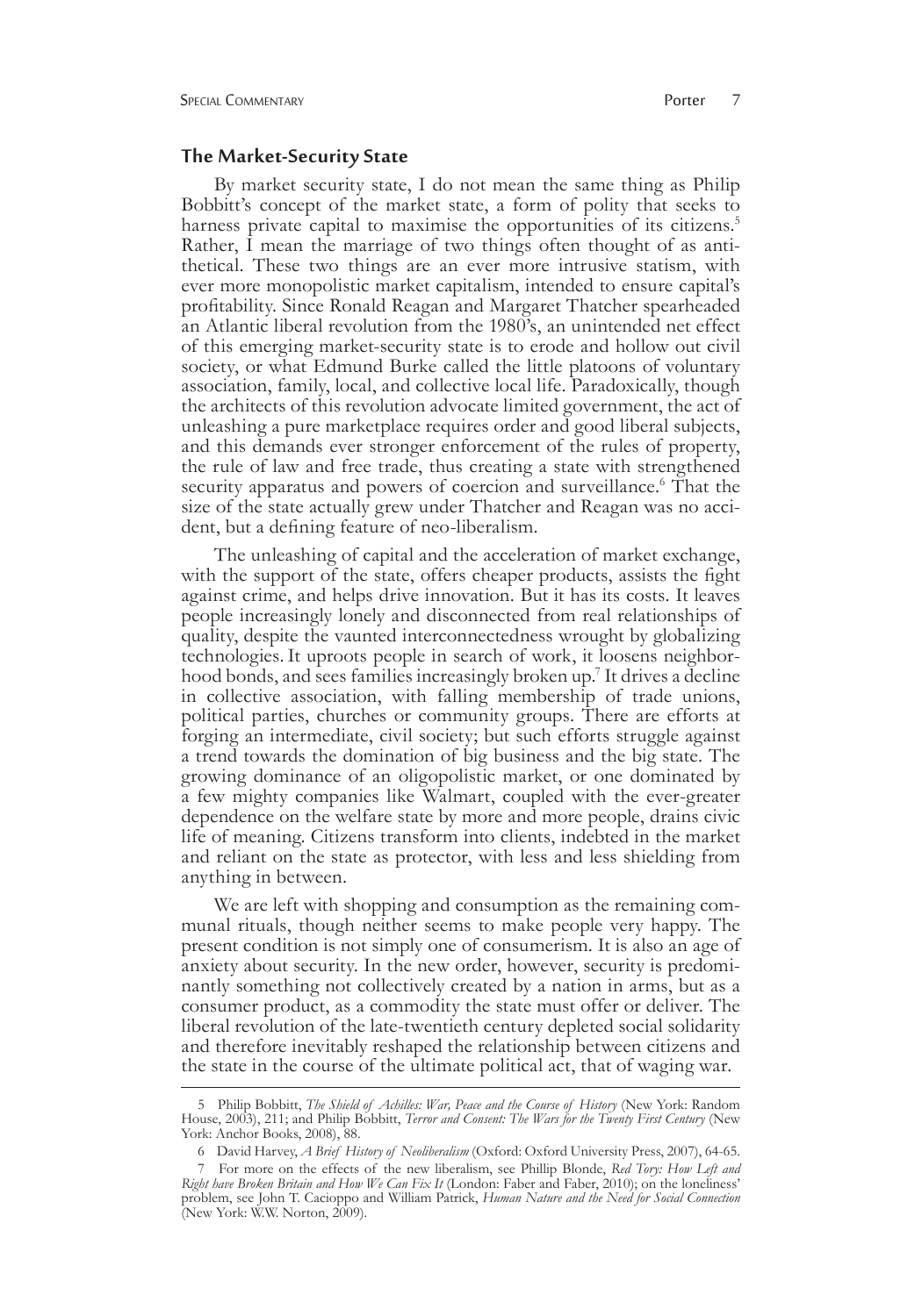## The Market-Security State

By market security state, I do not mean the same thing as Philip Bobbitt's concept of the market state, a form of polity that seeks to harness private capital to maximise the opportunities of its citizens.[5] Rather, I mean the marriage of two things often thought of as antithetical. These two things are an ever more intrusive statism, with ever more monopolistic market capitalism, intended to ensure capital's profitability. Since Ronald Reagan and Margaret Thatcher spearheaded an Atlantic liberal revolution from the 1980's, an unintended net effect of this emerging market-security state is to erode and hollow out civil society, or what Edmund Burke called the little platoons of voluntary association, family, local, and collective local life. Paradoxically, though the architects of this revolution advocate limited government, the act of unleashing a pure marketplace requires order and good liberal subjects, and this demands ever stronger enforcement of the rules of property, the rule of law and free trade, thus creating a state with strengthened security apparatus and powers of coercion and surveillance.[6] That the size of the state actually grew under Thatcher and Reagan was no accident, but a defining feature of neo-liberalism.

The unleashing of capital and the acceleration of market exchange, with the support of the state, offers cheaper products, assists the fight against crime, and helps drive innovation. But it has its costs. It leaves people increasingly lonely and disconnected from real relationships of quality, despite the vaunted interconnectedness wrought by globalizing technologies. It uproots people in search of work, it loosens neighborhood bonds, and sees families increasingly broken up.[7] It drives a decline in collective association, with falling membership of trade unions, political parties, churches or community groups. There are efforts at forging an intermediate, civil society; but such efforts struggle against a trend towards the domination of big business and the big state. The growing dominance of an oligopolistic market, or one dominated by a few mighty companies like Walmart, coupled with the ever-greater dependence on the welfare state by more and more people, drains civic life of meaning. Citizens transform into clients, indebted in the market and reliant on the state as protector, with less and less shielding from anything in between.

We are left with shopping and consumption as the remaining communal rituals, though neither seems to make people very happy. The present condition is not simply one of consumerism. It is also an age of anxiety about security. In the new order, however, security is predominantly something not collectively created by a nation in arms, but as a consumer product, as a commodity the state must offer or deliver. The liberal revolution of the late-twentieth century depleted social solidarity and therefore inevitably reshaped the relationship between citizens and the state in the course of the ultimate political act, that of waging war.

---

5 Philip Bobbitt, *The Shield of Achilles: War, Peace and the Course of History* (New York: Random House, 2003), 211; and Philip Bobbitt, *Terror and Consent: The Wars for the Twenty First Century* (New York: Anchor Books, 2008), 88.

6 David Harvey, *A Brief History of Neoliberalism* (Oxford: Oxford University Press, 2007), 64-65.

7 For more on the effects of the new liberalism, see Phillip Blonde, *Red Tory: How Left and Right have Broken Britain and How We Can Fix It* (London: Faber and Faber, 2010); on the loneliness' problem, see John T. Cacioppo and William Patrick, *Human Nature and the Need for Social Connection* (New York: W.W. Norton, 2009).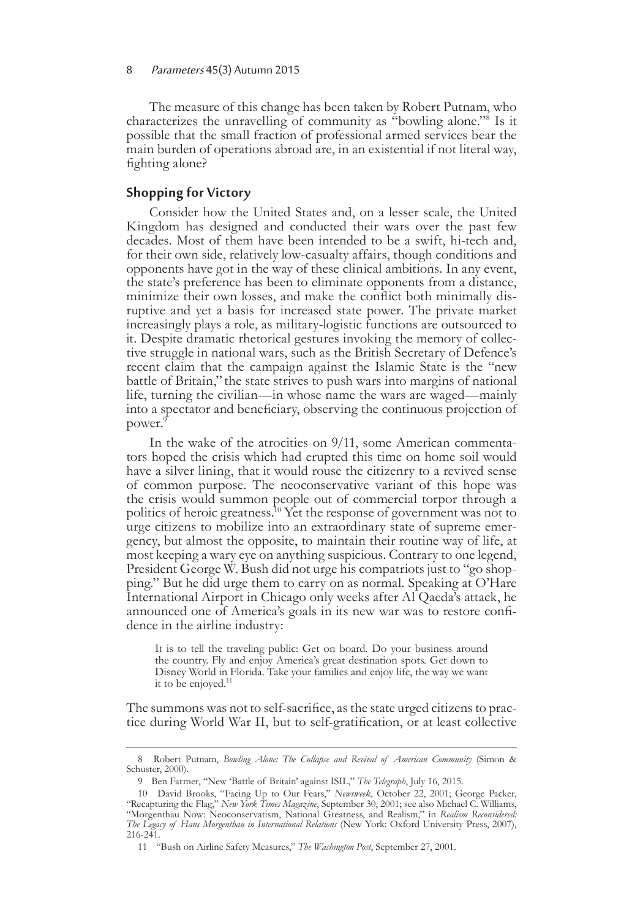The measure of this change has been taken by Robert Putnam, who characterizes the unravelling of community as "bowling alone."[8] Is it possible that the small fraction of professional armed services bear the main burden of operations abroad are, in an existential if not literal way, fighting alone?

## Shopping for Victory

Consider how the United States and, on a lesser scale, the United Kingdom has designed and conducted their wars over the past few decades. Most of them have been intended to be a swift, hi-tech and, for their own side, relatively low-casualty affairs, though conditions and opponents have got in the way of these clinical ambitions. In any event, the state's preference has been to eliminate opponents from a distance, minimize their own losses, and make the conflict both minimally disruptive and yet a basis for increased state power. The private market increasingly plays a role, as military-logistic functions are outsourced to it. Despite dramatic rhetorical gestures invoking the memory of collective struggle in national wars, such as the British Secretary of Defence's recent claim that the campaign against the Islamic State is the "new battle of Britain," the state strives to push wars into margins of national life, turning the civilian—in whose name the wars are waged—mainly into a spectator and beneficiary, observing the continuous projection of power.[9]

In the wake of the atrocities on 9/11, some American commentators hoped the crisis which had erupted this time on home soil would have a silver lining, that it would rouse the citizenry to a revived sense of common purpose. The neoconservative variant of this hope was the crisis would summon people out of commercial torpor through a politics of heroic greatness.[10] Yet the response of government was not to urge citizens to mobilize into an extraordinary state of supreme emergency, but almost the opposite, to maintain their routine way of life, at most keeping a wary eye on anything suspicious. Contrary to one legend, President George W. Bush did not urge his compatriots just to "go shopping." But he did urge them to carry on as normal. Speaking at O'Hare International Airport in Chicago only weeks after Al Qaeda's attack, he announced one of America's goals in its new war was to restore confidence in the airline industry:

> It is to tell the traveling public: Get on board. Do your business around the country. Fly and enjoy America's great destination spots. Get down to Disney World in Florida. Take your families and enjoy life, the way we want it to be enjoyed.[11]

The summons was not to self-sacrifice, as the state urged citizens to practice during World War II, but to self-gratification, or at least collective

---

8 Robert Putnam, *Bowling Alone: The Collapse and Revival of American Community* (Simon & Schuster, 2000).

9 Ben Farmer, "New 'Battle of Britain' against ISIL," *The Telegraph*, July 16, 2015.

10 David Brooks, "Facing Up to Our Fears," *Newsweek*, October 22, 2001; George Packer, "Recapturing the Flag," *New York Times Magazine*, September 30, 2001; see also Michael C. Williams, "Morgenthau Now: Neoconservatism, National Greatness, and Realism," in *Realism Reconsidered: The Legacy of Hans Morgenthau in International Relations* (New York: Oxford University Press, 2007), 216-241.

11 "Bush on Airline Safety Measures," *The Washington Post*, September 27, 2001.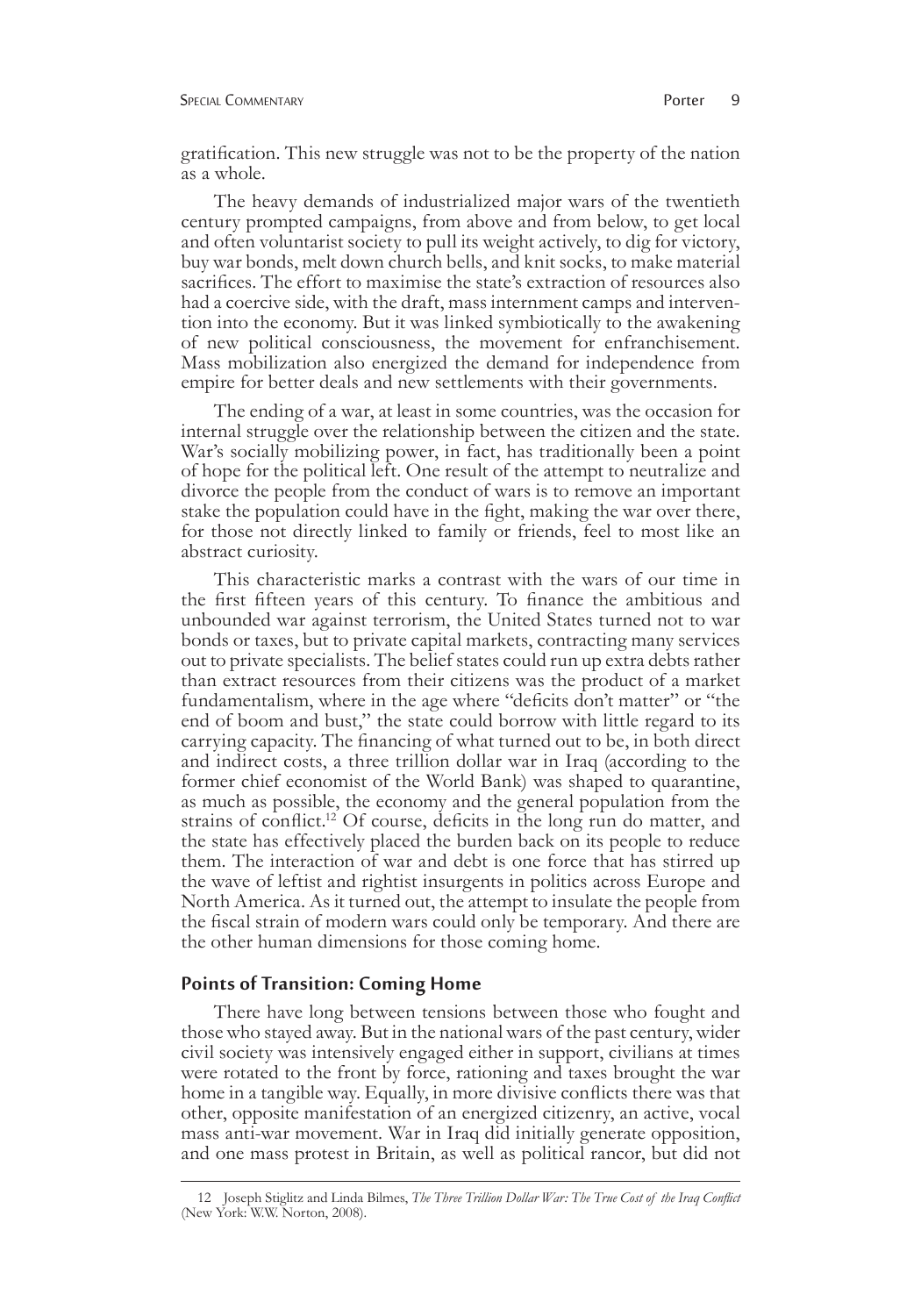gratification. This new struggle was not to be the property of the nation as a whole.

The heavy demands of industrialized major wars of the twentieth century prompted campaigns, from above and from below, to get local and often voluntarist society to pull its weight actively, to dig for victory, buy war bonds, melt down church bells, and knit socks, to make material sacrifices. The effort to maximise the state's extraction of resources also had a coercive side, with the draft, mass internment camps and intervention into the economy. But it was linked symbiotically to the awakening of new political consciousness, the movement for enfranchisement. Mass mobilization also energized the demand for independence from empire for better deals and new settlements with their governments.

The ending of a war, at least in some countries, was the occasion for internal struggle over the relationship between the citizen and the state. War's socially mobilizing power, in fact, has traditionally been a point of hope for the political left. One result of the attempt to neutralize and divorce the people from the conduct of wars is to remove an important stake the population could have in the fight, making the war over there, for those not directly linked to family or friends, feel to most like an abstract curiosity.

This characteristic marks a contrast with the wars of our time in the first fifteen years of this century. To finance the ambitious and unbounded war against terrorism, the United States turned not to war bonds or taxes, but to private capital markets, contracting many services out to private specialists. The belief states could run up extra debts rather than extract resources from their citizens was the product of a market fundamentalism, where in the age where "deficits don't matter" or "the end of boom and bust," the state could borrow with little regard to its carrying capacity. The financing of what turned out to be, in both direct and indirect costs, a three trillion dollar war in Iraq (according to the former chief economist of the World Bank) was shaped to quarantine, as much as possible, the economy and the general population from the strains of conflict.[12] Of course, deficits in the long run do matter, and the state has effectively placed the burden back on its people to reduce them. The interaction of war and debt is one force that has stirred up the wave of leftist and rightist insurgents in politics across Europe and North America. As it turned out, the attempt to insulate the people from the fiscal strain of modern wars could only be temporary. And there are the other human dimensions for those coming home.

## Points of Transition: Coming Home

There have long between tensions between those who fought and those who stayed away. But in the national wars of the past century, wider civil society was intensively engaged either in support, civilians at times were rotated to the front by force, rationing and taxes brought the war home in a tangible way. Equally, in more divisive conflicts there was that other, opposite manifestation of an energized citizenry, an active, vocal mass anti-war movement. War in Iraq did initially generate opposition, and one mass protest in Britain, as well as political rancor, but did not

12 Joseph Stiglitz and Linda Bilmes, *The Three Trillion Dollar War: The True Cost of the Iraq Conflict* (New York: W.W. Norton, 2008).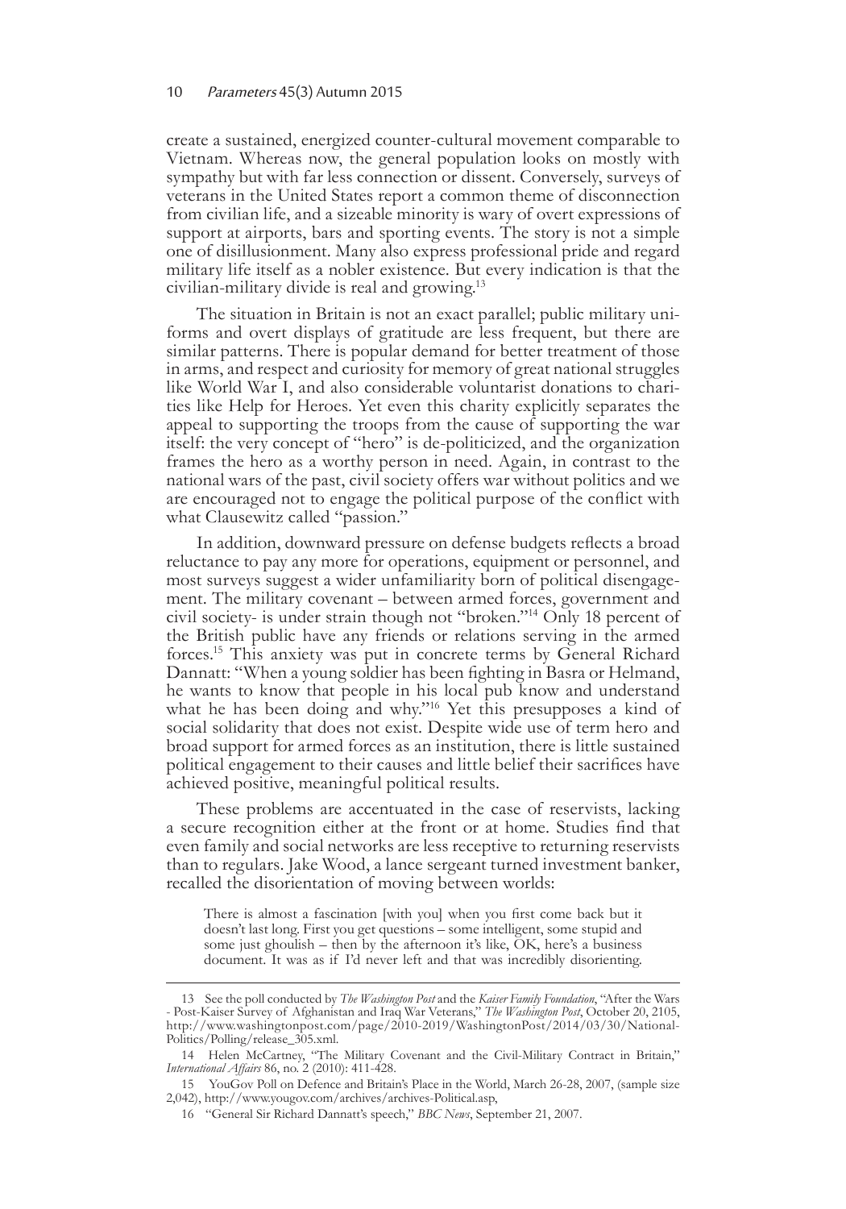create a sustained, energized counter-cultural movement comparable to Vietnam. Whereas now, the general population looks on mostly with sympathy but with far less connection or dissent. Conversely, surveys of veterans in the United States report a common theme of disconnection from civilian life, and a sizeable minority is wary of overt expressions of support at airports, bars and sporting events. The story is not a simple one of disillusionment. Many also express professional pride and regard military life itself as a nobler existence. But every indication is that the civilian-military divide is real and growing.[13]

The situation in Britain is not an exact parallel; public military uniforms and overt displays of gratitude are less frequent, but there are similar patterns. There is popular demand for better treatment of those in arms, and respect and curiosity for memory of great national struggles like World War I, and also considerable voluntarist donations to charities like Help for Heroes. Yet even this charity explicitly separates the appeal to supporting the troops from the cause of supporting the war itself: the very concept of "hero" is de-politicized, and the organization frames the hero as a worthy person in need. Again, in contrast to the national wars of the past, civil society offers war without politics and we are encouraged not to engage the political purpose of the conflict with what Clausewitz called "passion."

In addition, downward pressure on defense budgets reflects a broad reluctance to pay any more for operations, equipment or personnel, and most surveys suggest a wider unfamiliarity born of political disengagement. The military covenant – between armed forces, government and civil society- is under strain though not "broken."[14] Only 18 percent of the British public have any friends or relations serving in the armed forces.[15] This anxiety was put in concrete terms by General Richard Dannatt: "When a young soldier has been fighting in Basra or Helmand, he wants to know that people in his local pub know and understand what he has been doing and why."[16] Yet this presupposes a kind of social solidarity that does not exist. Despite wide use of term hero and broad support for armed forces as an institution, there is little sustained political engagement to their causes and little belief their sacrifices have achieved positive, meaningful political results.

These problems are accentuated in the case of reservists, lacking a secure recognition either at the front or at home. Studies find that even family and social networks are less receptive to returning reservists than to regulars. Jake Wood, a lance sergeant turned investment banker, recalled the disorientation of moving between worlds:

> There is almost a fascination [with you] when you first come back but it doesn't last long. First you get questions – some intelligent, some stupid and some just ghoulish – then by the afternoon it's like, OK, here's a business document. It was as if I'd never left and that was incredibly disorienting.

---

13 See the poll conducted by *The Washington Post* and the *Kaiser Family Foundation*, "After the Wars - Post-Kaiser Survey of Afghanistan and Iraq War Veterans," *The Washington Post*, October 20, 2105, http://www.washingtonpost.com/page/2010-2019/WashingtonPost/2014/03/30/National-Politics/Polling/release_305.xml.

14 Helen McCartney, "The Military Covenant and the Civil-Military Contract in Britain," *International Affairs* 86, no. 2 (2010): 411-428.

15 YouGov Poll on Defence and Britain's Place in the World, March 26-28, 2007, (sample size 2,042), http://www.yougov.com/archives/archives-Political.asp,

16 "General Sir Richard Dannatt's speech," *BBC News*, September 21, 2007.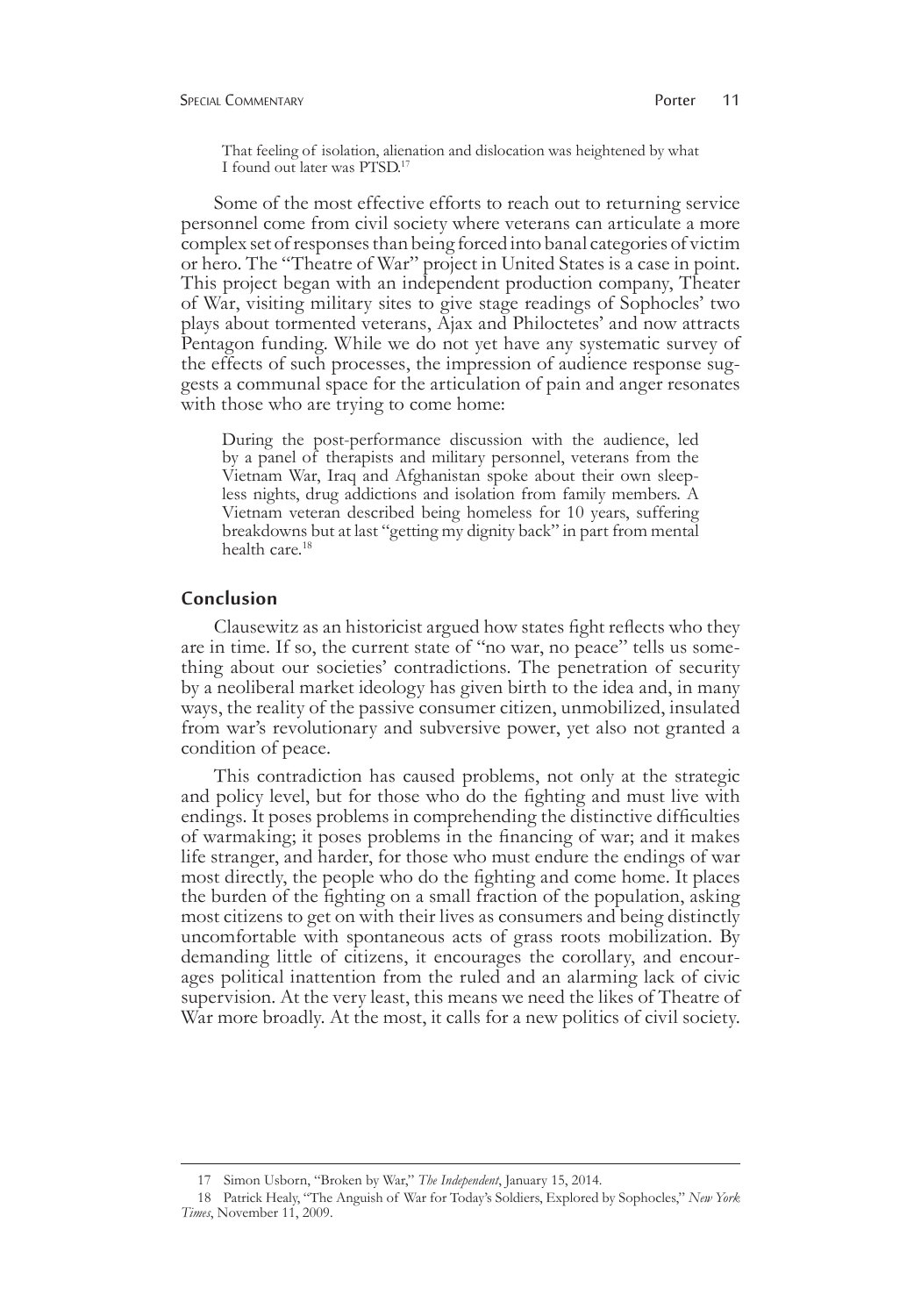> That feeling of isolation, alienation and dislocation was heightened by what I found out later was PTSD.[17]

Some of the most effective efforts to reach out to returning service personnel come from civil society where veterans can articulate a more complex set of responses than being forced into banal categories of victim or hero. The "Theatre of War" project in United States is a case in point. This project began with an independent production company, Theater of War, visiting military sites to give stage readings of Sophocles' two plays about tormented veterans, Ajax and Philoctetes' and now attracts Pentagon funding. While we do not yet have any systematic survey of the effects of such processes, the impression of audience response suggests a communal space for the articulation of pain and anger resonates with those who are trying to come home:

> During the post-performance discussion with the audience, led by a panel of therapists and military personnel, veterans from the Vietnam War, Iraq and Afghanistan spoke about their own sleepless nights, drug addictions and isolation from family members. A Vietnam veteran described being homeless for 10 years, suffering breakdowns but at last "getting my dignity back" in part from mental health care.[18]

## Conclusion

Clausewitz as an historicist argued how states fight reflects who they are in time. If so, the current state of "no war, no peace" tells us something about our societies' contradictions. The penetration of security by a neoliberal market ideology has given birth to the idea and, in many ways, the reality of the passive consumer citizen, unmobilized, insulated from war's revolutionary and subversive power, yet also not granted a condition of peace.

This contradiction has caused problems, not only at the strategic and policy level, but for those who do the fighting and must live with endings. It poses problems in comprehending the distinctive difficulties of warmaking; it poses problems in the financing of war; and it makes life stranger, and harder, for those who must endure the endings of war most directly, the people who do the fighting and come home. It places the burden of the fighting on a small fraction of the population, asking most citizens to get on with their lives as consumers and being distinctly uncomfortable with spontaneous acts of grass roots mobilization. By demanding little of citizens, it encourages the corollary, and encourages political inattention from the ruled and an alarming lack of civic supervision. At the very least, this means we need the likes of Theatre of War more broadly. At the most, it calls for a new politics of civil society.

---

17 Simon Usborn, "Broken by War," *The Independent*, January 15, 2014.

18 Patrick Healy, "The Anguish of War for Today's Soldiers, Explored by Sophocles," *New York Times*, November 11, 2009.